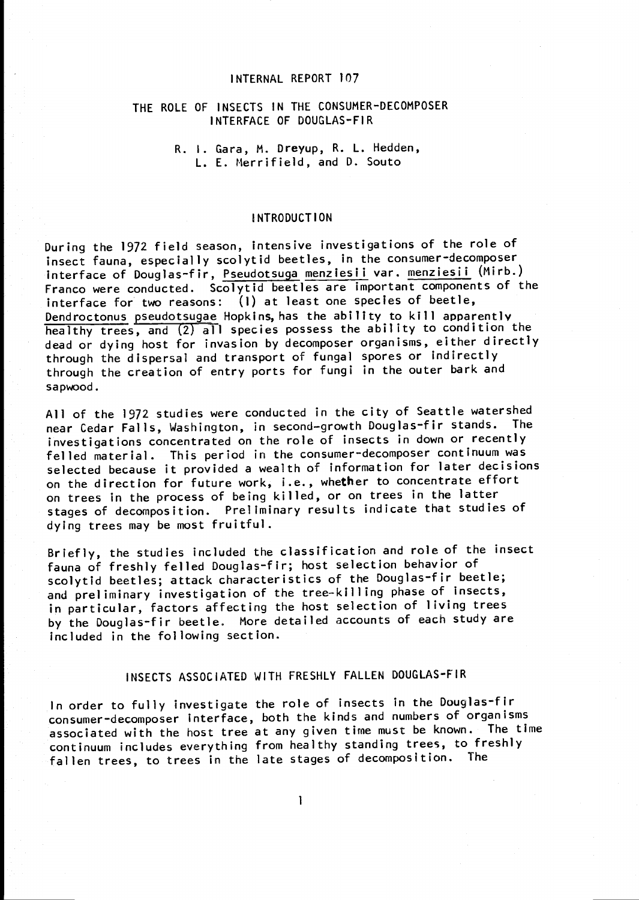INTERNAL REPORT 107

# THE ROLE OF INSECTS IN THE CONSUMER-DECOMPOSER INTERFACE OF DOUGLAS-FIR

R. I. Gara, M. Dreyup, R. L. Hedden, L. E. Merrifield, and D. Souto

## INTRODUCTION

During the 1972 field season, intensive investigations of the role of insect fauna, especially scolytid beetles, in the consumer-decomposer interface of Douglas-fir, Pseudotsuga menziesii var. menziesii (Mirb.) Franco were conducted. Scolytid beetles are important components of the interface for two reasons: (1) at least one species of beetle, Dendroctonus pseudotsugae Hopkins, has the ability to kill apparently healthy trees, and (2) all species possess the ability to condition the dead or dying host for invasion by decomposer organisms, either directly through the dispersal and transport of fungal spores or indirectly through the creation of entry ports for fungi in the outer bark and sapwood.

All of the 1972 studies were conducted in the city of Seattle watershed near Cedar Falls, Washington, in second-growth Douglas-fir stands. The investigations concentrated on the role of insects in down or recently felled material. This period in the consumer-decomposer continuum was selected because it provided a wealth of information for later decisions on the direction for future work, i.e., whether to concentrate effort on trees in the process of being killed, or on trees in the latter stages of decomposition. Preliminary results indicate that studies of dying trees may be most fruitful.

Briefly, the studies included the classification and role of the insect fauna of freshly felled Douglas-fir; host selection behavior of scolytid beetles; attack characteristics of the Douglas-fir beetle; and preliminary investigation of the tree-killing phase of insects, in particular, factors affecting the host selection of living trees by the Douglas-fir beetle. More detailed accounts of each study are included in the following section.

## INSECTS ASSOCIATED WITH FRESHLY FALLEN DOUGLAS-FIR

In order to fully investigate the role of insects in the Douglas-fir consumer-decomposer interface, both the kinds and numbers of organisms associated with the host tree at any given time must be known. The time continuum includes everything from healthy standing trees, to freshly fallen trees, to trees in the late stages of decomposition. The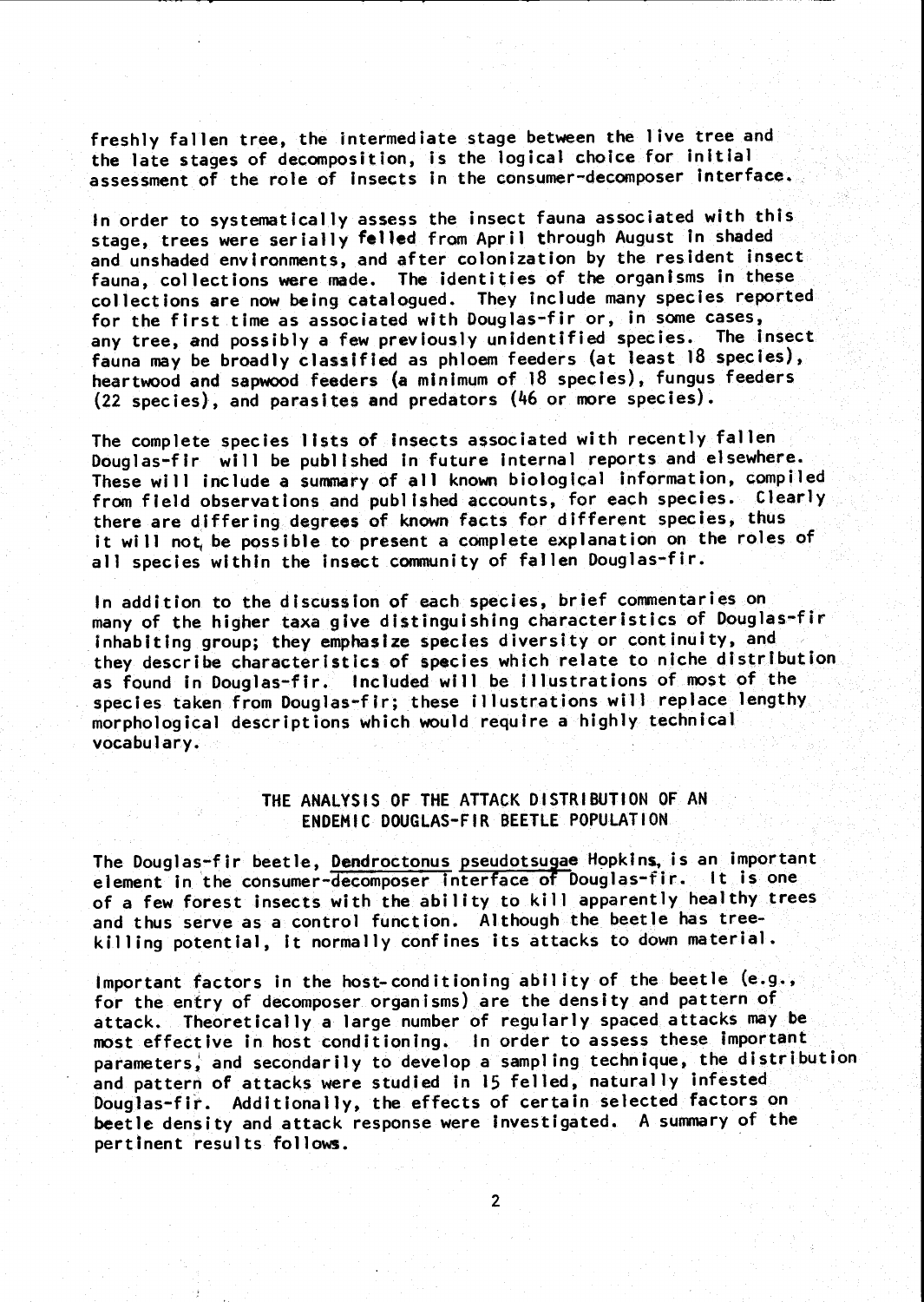freshly fallen tree, the intermediate stage between the live tree and the late stages of decomposition, is the logical choice for initial assessment of the role of insects in the consumer-decomposer interface.

In order to systematically assess the insect fauna associated with this stage, trees were serially felled from April through August in shaded and unshaded environments, and after colonization by the resident insect fauna, collections were made. The identities of the organisms in these collections are now being catalogued. They include many species reported for the first time as associated with Douglas-fir or, in some cases, any tree, and possibly a few previously unidentified species. The insect fauna may be broadly classified as phloem feeders (at least 18 species), heartwood and sapwood feeders (a minimum of 18 species), fungus feeders (22 species), and parasites and predators (46 or more species).

The complete species lists of insects associated with recently fallen Douglas-fir will be published in future internal reports and elsewhere. These will include a summary of all known biological information, compiled from field observations and published accounts, for each species. Clearly there are differing degrees of known facts for different species, thus it will not be possible to present a complete explanation on the roles of all species within the insect community of fallen Douglas-fir.

In addition to the discussion of each species, brief commentaries on many of the higher taxa give distinguishing characteristics of Douglas-fir inhabiting group; they emphasize species diversity or continuity, and they describe characteristics of species which relate to niche distribution as found in Douglas-fir. Included will be illustrations of most of the species taken from Douglas-fir; these illustrations will replace lengthy morphological descriptions which would require a highly technical vocabulary.

## THE ANALYSIS OF THE ATTACK DISTRIBUTION OF AN ENDEMIC DOUGLAS-FIR BEETLE POPULATION

The Douglas-fir beetle, *Dendroctonus pseudotsugae* Hopkins, is an important element in the consumer-decomposer interface of Douglas-fir. It is one of a few forest insects with the ability to kill apparently healthy trees and thus serve as a control function. Although the beetle has tree-killing potential, it normally confines its attacks to down material.

Important factors in the host-conditioning ability of the beetle (e.g., for the entry of decomposer organisms) are the density and pattern of attack. Theoretically a large number of regularly spaced attacks may be most effective in host conditioning. In order to assess these important parameters, and secondarily to develop a sampling technique, the distribution and pattern of attacks were studied in 15 felled, naturally infested Douglas-fir. Additionally, the effects of certain selected factors on beetle density and attack response were investigated. A summary of the pertinent results follows.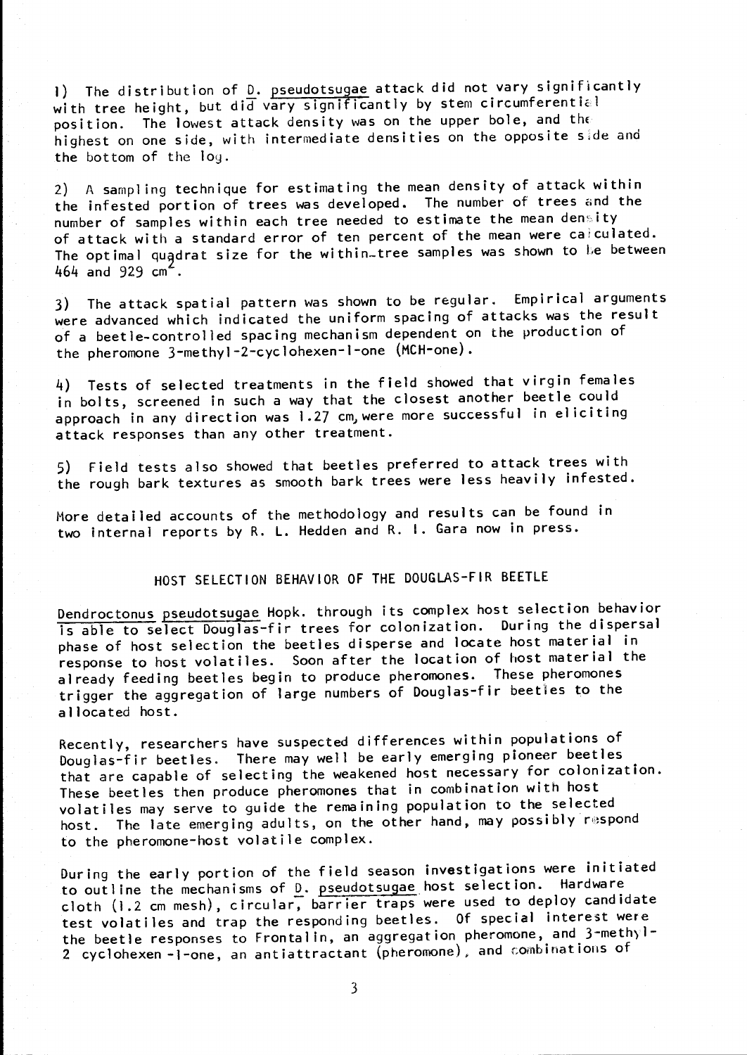1) The distribution of D. *pseudotsugae* attack did not vary significantly with tree height, but did vary significantly by stem circumferential position. The lowest attack density was on the upper bole, and the highest on one side, with intermediate densities on the opposite side and the bottom of the log.

2) A sampling technique for estimating the mean density of attack within the infested portion of trees was developed. The number of trees and the number of samples within each tree needed to estimate the mean density of attack with a standard error of ten percent of the mean were calculated. The optimal quadrat size for the within-tree samples was shown to be between 464 and 929 $cm^2$.

3) The attack spatial pattern was shown to be regular. Empirical arguments were advanced which indicated the uniform spacing of attacks was the result of a beetle-controlled spacing mechanism dependent on the production of the pheromone 3-methyl-2-cyclohexen-1-one (MCH-one).

4) Tests of selected treatments in the field showed that virgin females in bolts, screened in such a way that the closest another beetle could approach in any direction was 1.27 cm, were more successful in eliciting attack responses than any other treatment.

5) Field tests also showed that beetles preferred to attack trees with the rough bark textures as smooth bark trees were less heavily infested.

More detailed accounts of the methodology and results can be found in two internal reports by R. L. Hedden and R. I. Gara now in press.

## HOST SELECTION BEHAVIOR OF THE DOUGLAS-FIR BEETLE

*Dendroctonus pseudotsugae* Hopk. through its complex host selection behavior is able to select Douglas-fir trees for colonization. During the dispersal phase of host selection the beetles disperse and locate host material in response to host volatiles. Soon after the location of host material the already feeding beetles begin to produce pheromones. These pheromones trigger the aggregation of large numbers of Douglas-fir beetles to the allocated host.

Recently, researchers have suspected differences within populations of Douglas-fir beetles. There may well be early emerging pioneer beetles that are capable of selecting the weakened host necessary for colonization. These beetles then produce pheromones that in combination with host volatiles may serve to guide the remaining population to the selected host. The late emerging adults, on the other hand, may possibly respond to the pheromone-host volatile complex.

During the early portion of the field season investigations were initiated to outline the mechanisms of D. *pseudotsugae* host selection. Hardware cloth (1.2 cm mesh), circular, barrier traps were used to deploy candidate test volatiles and trap the responding beetles. Of special interest were the beetle responses to Frontalin, an aggregation pheromone, and 3-methyl-2 cyclohexen-1-one, an antiattractant (pheromone), and combinations of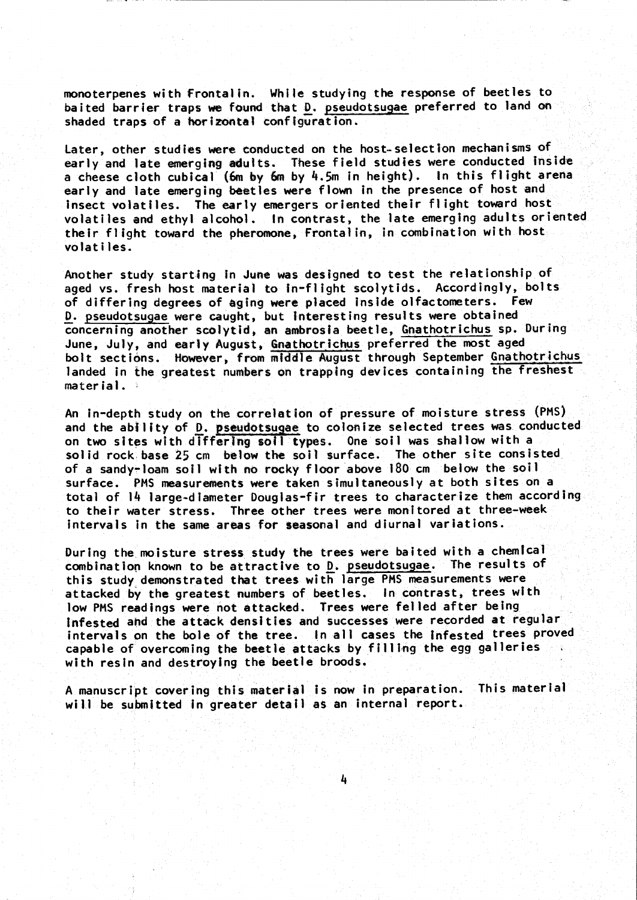monoterpenes with Frontalin. While studying the response of beetles to baited barrier traps we found that _D. pseudotsugae_ preferred to land on shaded traps of a horizontal configuration.

Later, other studies were conducted on the host-selection mechanisms of early and late emerging adults. These field studies were conducted inside a cheese cloth cubical (6m by 6m by 4.5m in height). In this flight arena early and late emerging beetles were flown in the presence of host and insect volatiles. The early emergers oriented their flight toward host volatiles and ethyl alcohol. In contrast, the late emerging adults oriented their flight toward the pheromone, Frontalin, in combination with host volatiles.

Another study starting in June was designed to test the relationship of aged vs. fresh host material to in-flight scolytids. Accordingly, bolts of differing degrees of aging were placed inside olfactometers. Few _D. pseudotsugae_ were caught, but interesting results were obtained concerning another scolytid, an ambrosia beetle, _Gnathotrichus_ sp. During June, July, and early August, _Gnathotrichus_ preferred the most aged bolt sections. However, from middle August through September _Gnathotrichus_ landed in the greatest numbers on trapping devices containing the freshest material.

An in-depth study on the correlation of pressure of moisture stress (PMS) and the ability of _D. pseudotsugae_ to colonize selected trees was conducted on two sites with differing soil types. One soil was shallow with a solid rock base 25 cm below the soil surface. The other site consisted of a sandy-loam soil with no rocky floor above 180 cm below the soil surface. PMS measurements were taken simultaneously at both sites on a total of 14 large-diameter Douglas-fir trees to characterize them according to their water stress. Three other trees were monitored at three-week intervals in the same areas for seasonal and diurnal variations.

During the moisture stress study the trees were baited with a chemical combination known to be attractive to _D. pseudotsugae_. The results of this study demonstrated that trees with large PMS measurements were attacked by the greatest numbers of beetles. In contrast, trees with low PMS readings were not attacked. Trees were felled after being infested and the attack densities and successes were recorded at regular intervals on the bole of the tree. In all cases the infested trees proved capable of overcoming the beetle attacks by filling the egg galleries with resin and destroying the beetle broods.

A manuscript covering this material is now in preparation. This material will be submitted in greater detail as an internal report.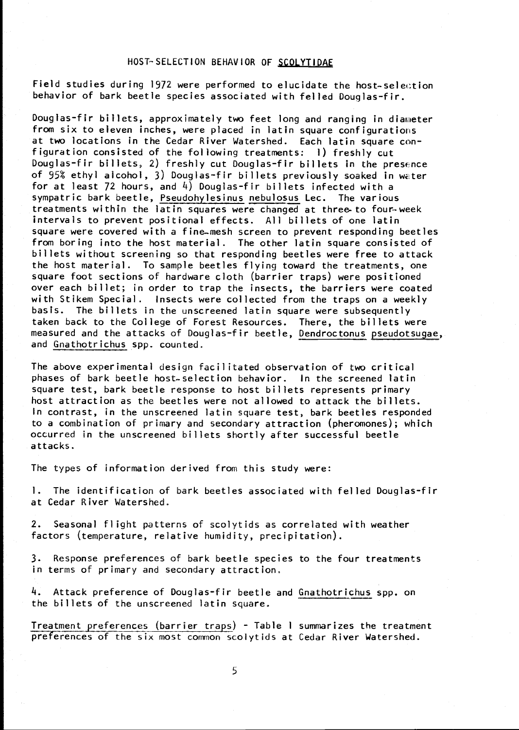## HOST-SELECTION BEHAVIOR OF *SCOLYTIDAE*

Field studies during 1972 were performed to elucidate the host-selection behavior of bark beetle species associated with felled Douglas-fir.

Douglas-fir billets, approximately two feet long and ranging in diameter from six to eleven inches, were placed in latin square configurations at two locations in the Cedar River Watershed. Each latin square configuration consisted of the following treatments: 1) freshly cut Douglas-fir billets, 2) freshly cut Douglas-fir billets in the presence of 95% ethyl alcohol, 3) Douglas-fir billets previously soaked in water for at least 72 hours, and 4) Douglas-fir billets infected with a sympatric bark beetle, *Pseudohylesinus nebulosus* Lec. The various treatments within the latin squares were changed at three- to four-week intervals to prevent positional effects. All billets of one latin square were covered with a fine-mesh screen to prevent responding beetles from boring into the host material. The other latin square consisted of billets without screening so that responding beetles were free to attack the host material. To sample beetles flying toward the treatments, one square foot sections of hardware cloth (barrier traps) were positioned over each billet; in order to trap the insects, the barriers were coated with Stikem Special. Insects were collected from the traps on a weekly basis. The billets in the unscreened latin square were subsequently taken back to the College of Forest Resources. There, the billets were measured and the attacks of Douglas-fir beetle, *Dendroctonus pseudotsugae*, and *Gnathotrichus* spp. counted.

The above experimental design facilitated observation of two critical phases of bark beetle host-selection behavior. In the screened latin square test, bark beetle response to host billets represents primary host attraction as the beetles were not allowed to attack the billets. In contrast, in the unscreened latin square test, bark beetles responded to a combination of primary and secondary attraction (pheromones); which occurred in the unscreened billets shortly after successful beetle attacks.

The types of information derived from this study were:

1. The identification of bark beetles associated with felled Douglas-fir at Cedar River Watershed.

2. Seasonal flight patterns of scolytids as correlated with weather factors (temperature, relative humidity, precipitation).

3. Response preferences of bark beetle species to the four treatments in terms of primary and secondary attraction.

4. Attack preference of Douglas-fir beetle and *Gnathotrichus* spp. on the billets of the unscreened latin square.

Treatment preferences (barrier traps) - Table 1 summarizes the treatment preferences of the six most common scolytids at Cedar River Watershed.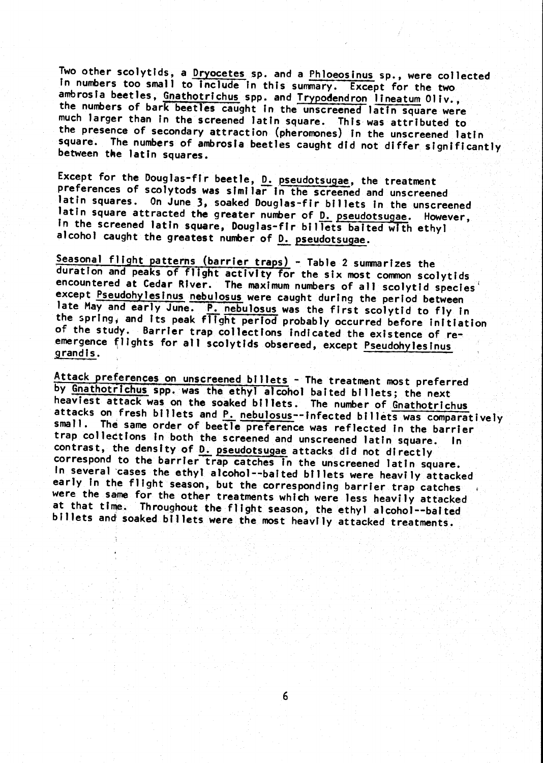Two other scolytids, a Dryocetes sp. and a Phloeosinus sp., were collected in numbers too small to include in this summary. Except for the two ambrosia beetles, Gnathotrichus spp. and Trypodendron lineatum Oliv., the numbers of bark beetles caught in the unscreened latin square were much larger than in the screened latin square. This was attributed to the presence of secondary attraction (pheromones) in the unscreened latin square. The numbers of ambrosia beetles caught did not differ significantly between the latin squares.

Except for the Douglas-fir beetle, D. pseudotsugae, the treatment preferences of scolytods was similar in the screened and unscreened latin squares. On June 3, soaked Douglas-fir billets in the unscreened latin square attracted the greater number of D. pseudotsugae. However, in the screened latin square, Douglas-fir billets baited with ethyl alcohol caught the greatest number of D. pseudotsugae.

Seasonal flight patterns (barrier traps) - Table 2 summarizes the duration and peaks of flight activity for the six most common scolytids encountered at Cedar River. The maximum numbers of all scolytid species except Pseudohylesinus nebulosus were caught during the period between late May and early June. P. nebulosus was the first scolytid to fly in the spring, and its peak flight period probably occurred before initiation of the study. Barrier trap collections indicated the existence of re-emergence flights for all scolytids obsereed, except Pseudohylesinus grandis.

Attack preferences on unscreened billets - The treatment most preferred by Gnathotrichus spp. was the ethyl alcohol baited billets; the next heaviest attack was on the soaked billets. The number of Gnathotrichus attacks on fresh billets and P. nebulosus--infected billets was comparatively small. The same order of beetle preference was reflected in the barrier trap collections in both the screened and unscreened latin square. In contrast, the density of D. pseudotsugae attacks did not directly correspond to the barrier trap catches in the unscreened latin square. In several cases the ethyl alcohol--baited billets were heavily attacked early in the flight season, but the corresponding barrier trap catches were the same for the other treatments which were less heavily attacked at that time. Throughout the flight season, the ethyl alcohol--baited billets and soaked billets were the most heavily attacked treatments.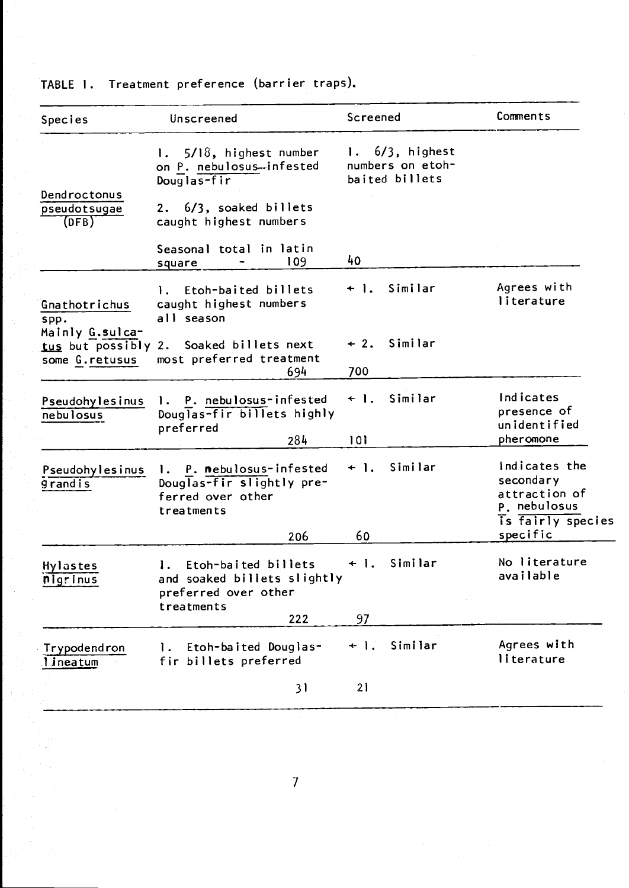TABLE 1. Treatment preference (barrier traps).

| Species | Unscreened | Screened | Comments |
|---|---|---|---|
| Dendroctonus pseudotsugae (DFB) | 1. 5/18, highest number on P. nebulosus-infested Douglas-fir<br>2. 6/3, soaked billets caught highest numbers<br>Seasonal total in latin square - 109 | 1. 6/3, highest numbers on etoh-baited billets<br>40 | |
| Gnathotrichus spp. Mainly G. sulcatus but possibly some G. retusus | 1. Etoh-baited billets caught highest numbers all season<br>2. Soaked billets next most preferred treatment<br>694 | + 1. Similar<br>+ 2. Similar<br>700 | Agrees with literature |
| Pseudohylesinus nebulosus | 1. P. nebulosus-infested Douglas-fir billets highly preferred<br>284 | + 1. Similar<br>101 | Indicates presence of unidentified pheromone |
| Pseudohylesinus grandis | 1. P. nebulosus-infested Douglas-fir slightly preferred over other treatments<br>206 | + 1. Similar<br>60 | Indicates the secondary attraction of P. nebulosus is fairly species specific |
| Hylastes nigrinus | 1. Etoh-baited billets and soaked billets slightly preferred over other treatments<br>222 | + 1. Similar<br>97 | No literature available |
| Trypodendron lineatum | 1. Etoh-baited Douglas-fir billets preferred<br>31 | + 1. Similar<br>21 | Agrees with literature |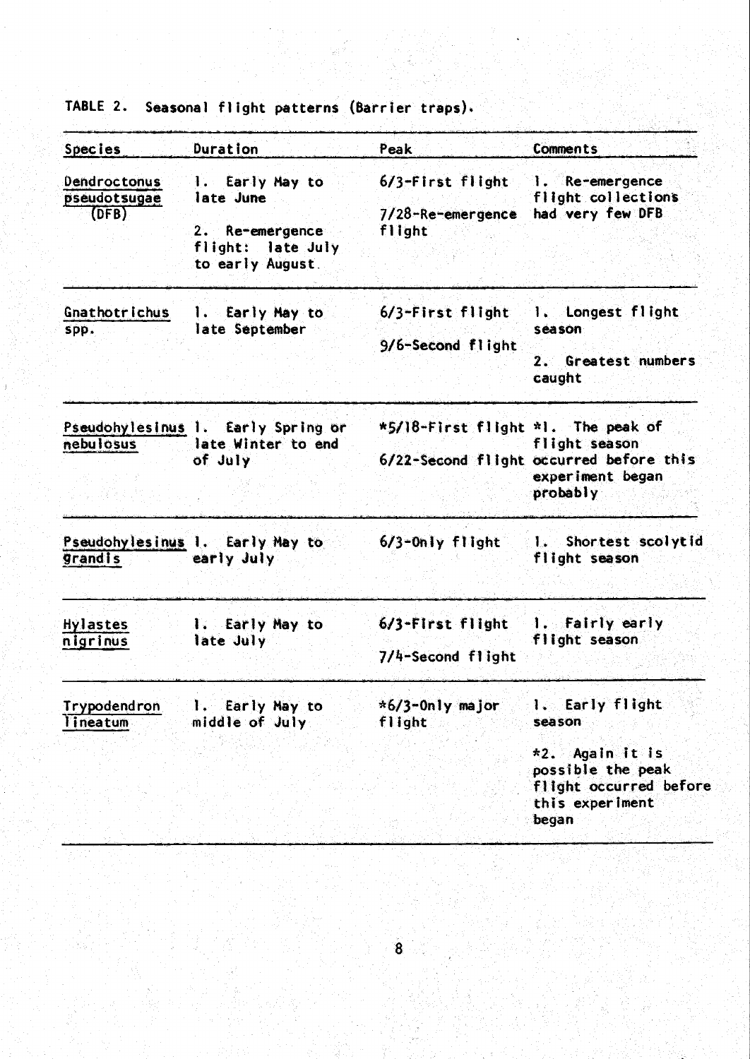TABLE 2. Seasonal flight patterns (Barrier traps).

| Species | Duration | Peak | Comments |
| --- | --- | --- | --- |
| Dendroctonus pseudotsugae (DFB) | 1. Early May to late June<br>2. Re-emergence flight: late July to early August. | 6/3-First flight<br>7/28-Re-emergence flight | 1. Re-emergence flight collections had very few DFB |
| Gnathotrichus spp. | 1. Early May to late September | 6/3-First flight<br>9/6-Second flight | 1. Longest flight season<br>2. Greatest numbers caught |
| Pseudohylesinus nebulosus | 1. Early Spring or late Winter to end of July | *5/18-First flight<br>6/22-Second flight | *1. The peak of flight season occurred before this experiment began probably |
| Pseudohylesinus grandis | 1. Early May to early July | 6/3-Only flight | 1. Shortest scolytid flight season |
| Hylastes nigrinus | 1. Early May to late July | 6/3-First flight<br>7/4-Second flight | 1. Fairly early flight season |
| Trypodendron lineatum | 1. Early May to middle of July | *6/3-Only major flight | 1. Early flight season<br>*2. Again it is possible the peak flight occurred before this experiment began |